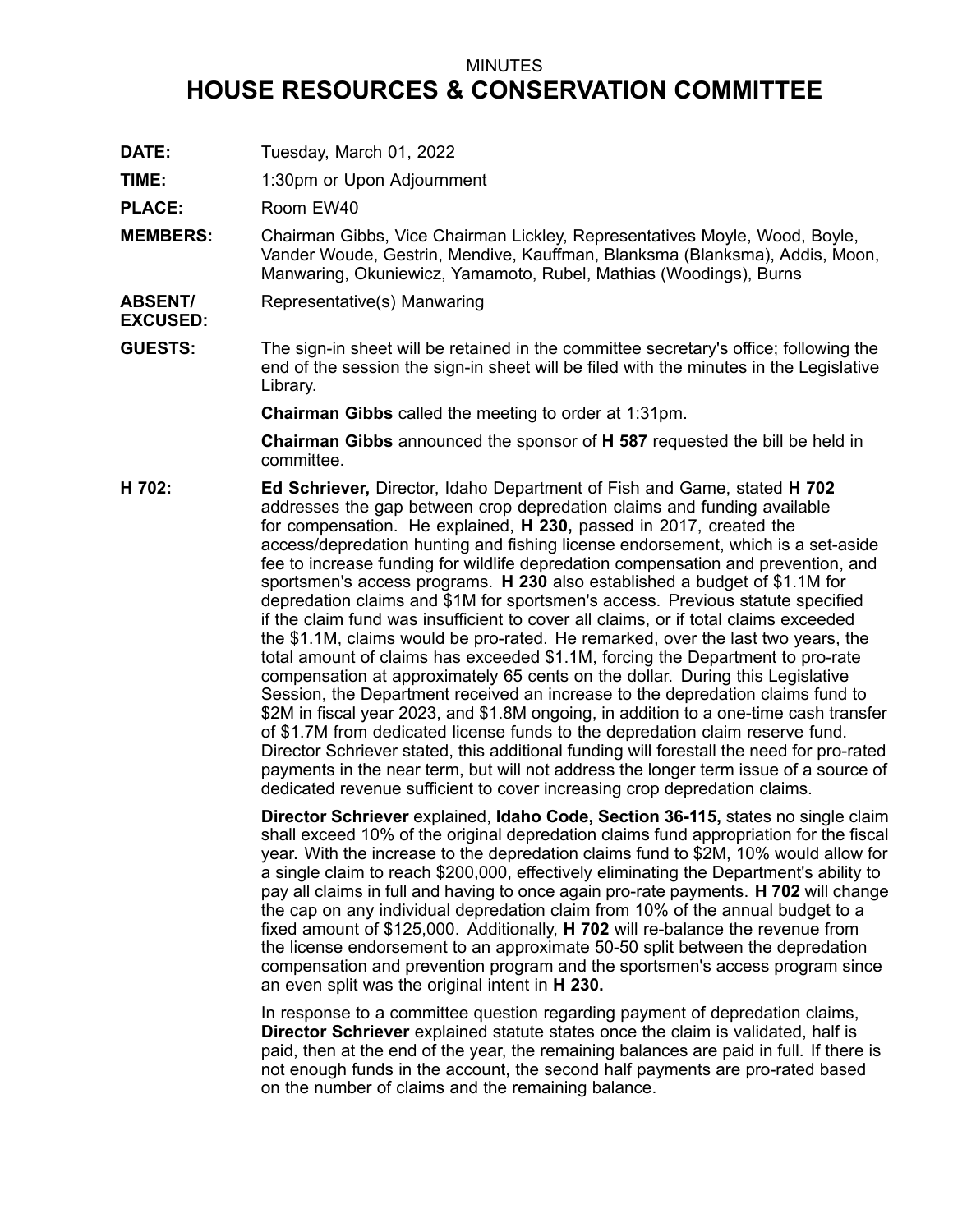MINUTES

# HOUSE RESOURCES & CONSERVATION COMMITTEE

**DATE:** Tuesday, March 01, 2022

**TIME:** 1:30pm or Upon Adjournment

**PLACE:** Room EW40

**MEMBERS:** Chairman Gibbs, Vice Chairman Lickley, Representatives Moyle, Wood, Boyle, Vander Woude, Gestrin, Mendive, Kauffman, Blanksma (Blanksma), Addis, Moon, Manwaring, Okuniewicz, Yamamoto, Rubel, Mathias (Woodings), Burns

**ABSENT/ EXCUSED:** Representative(s) Manwaring

**GUESTS:** The sign-in sheet will be retained in the committee secretary's office; following the end of the session the sign-in sheet will be filed with the minutes in the Legislative Library.

**Chairman Gibbs** called the meeting to order at 1:31pm.

**Chairman Gibbs** announced the sponsor of **H 587** requested the bill be held in committee.

**H 702:** **Ed Schriever,** Director, Idaho Department of Fish and Game, stated **H 702** addresses the gap between crop depredation claims and funding available for compensation. He explained, **H 230,** passed in 2017, created the access/depredation hunting and fishing license endorsement, which is a set-aside fee to increase funding for wildlife depredation compensation and prevention, and sportsmen's access programs. **H 230** also established a budget of $1.1M for depredation claims and $1M for sportsmen's access. Previous statute specified if the claim fund was insufficient to cover all claims, or if total claims exceeded the $1.1M, claims would be pro-rated. He remarked, over the last two years, the total amount of claims has exceeded $1.1M, forcing the Department to pro-rate compensation at approximately 65 cents on the dollar. During this Legislative Session, the Department received an increase to the depredation claims fund to $2M in fiscal year 2023, and $1.8M ongoing, in addition to a one-time cash transfer of $1.7M from dedicated license funds to the depredation claim reserve fund. Director Schriever stated, this additional funding will forestall the need for pro-rated payments in the near term, but will not address the longer term issue of a source of dedicated revenue sufficient to cover increasing crop depredation claims.

**Director Schriever** explained, **Idaho Code, Section 36-115,** states no single claim shall exceed 10% of the original depredation claims fund appropriation for the fiscal year. With the increase to the depredation claims fund to $2M, 10% would allow for a single claim to reach $200,000, effectively eliminating the Department's ability to pay all claims in full and having to once again pro-rate payments. **H 702** will change the cap on any individual depredation claim from 10% of the annual budget to a fixed amount of $125,000. Additionally, **H 702** will re-balance the revenue from the license endorsement to an approximate 50-50 split between the depredation compensation and prevention program and the sportsmen's access program since an even split was the original intent in **H 230.**

In response to a committee question regarding payment of depredation claims, **Director Schriever** explained statute states once the claim is validated, half is paid, then at the end of the year, the remaining balances are paid in full. If there is not enough funds in the account, the second half payments are pro-rated based on the number of claims and the remaining balance.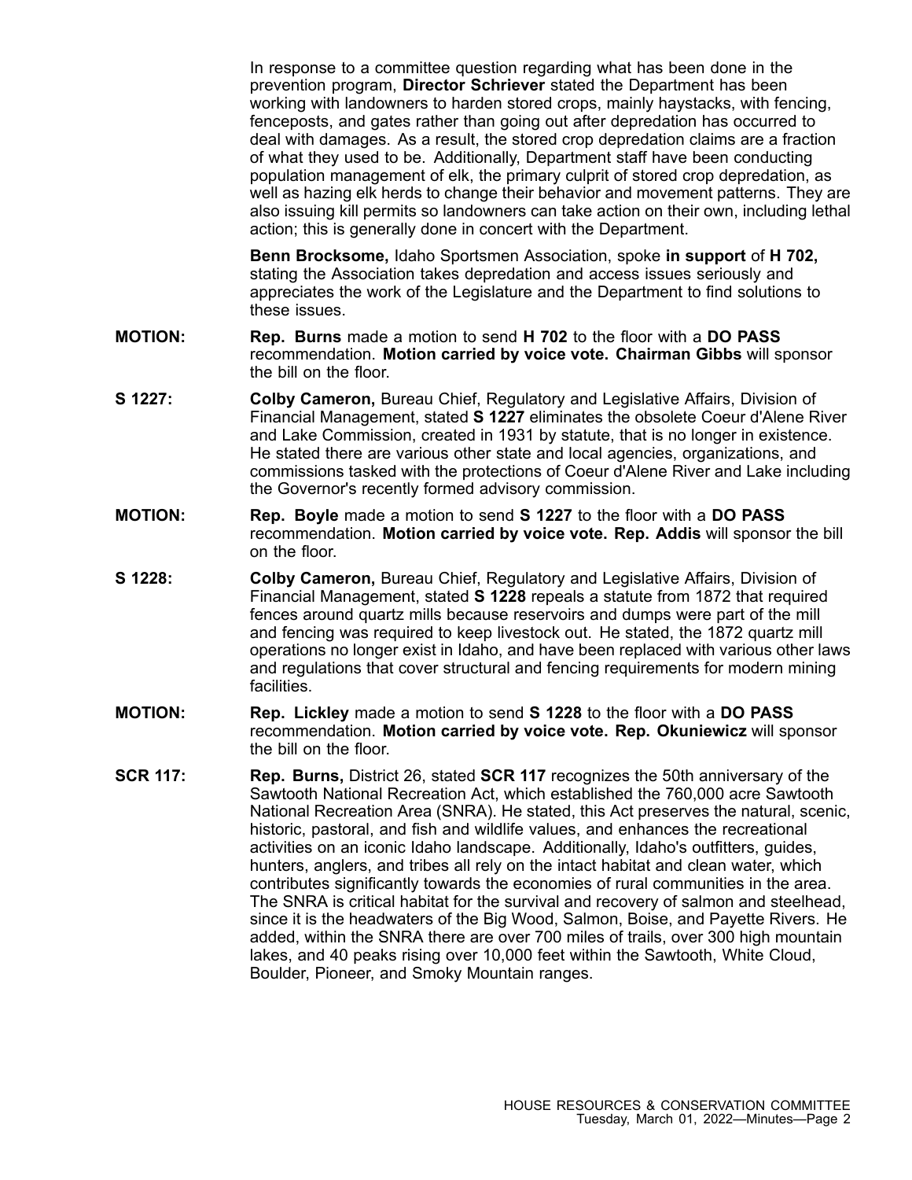In response to a committee question regarding what has been done in the prevention program, **Director Schriever** stated the Department has been working with landowners to harden stored crops, mainly haystacks, with fencing, fenceposts, and gates rather than going out after depredation has occurred to deal with damages. As a result, the stored crop depredation claims are a fraction of what they used to be. Additionally, Department staff have been conducting population management of elk, the primary culprit of stored crop depredation, as well as hazing elk herds to change their behavior and movement patterns. They are also issuing kill permits so landowners can take action on their own, including lethal action; this is generally done in concert with the Department.

**Benn Brocksome,** Idaho Sportsmen Association, spoke **in support** of **H 702,** stating the Association takes depredation and access issues seriously and appreciates the work of the Legislature and the Department to find solutions to these issues.

**MOTION:** **Rep. Burns** made a motion to send **H 702** to the floor with a **DO PASS** recommendation. **Motion carried by voice vote. Chairman Gibbs** will sponsor the bill on the floor.

**S 1227:** **Colby Cameron,** Bureau Chief, Regulatory and Legislative Affairs, Division of Financial Management, stated **S 1227** eliminates the obsolete Coeur d'Alene River and Lake Commission, created in 1931 by statute, that is no longer in existence. He stated there are various other state and local agencies, organizations, and commissions tasked with the protections of Coeur d'Alene River and Lake including the Governor's recently formed advisory commission.

**MOTION:** **Rep. Boyle** made a motion to send **S 1227** to the floor with a **DO PASS** recommendation. **Motion carried by voice vote. Rep. Addis** will sponsor the bill on the floor.

**S 1228:** **Colby Cameron,** Bureau Chief, Regulatory and Legislative Affairs, Division of Financial Management, stated **S 1228** repeals a statute from 1872 that required fences around quartz mills because reservoirs and dumps were part of the mill and fencing was required to keep livestock out. He stated, the 1872 quartz mill operations no longer exist in Idaho, and have been replaced with various other laws and regulations that cover structural and fencing requirements for modern mining facilities.

**MOTION:** **Rep. Lickley** made a motion to send **S 1228** to the floor with a **DO PASS** recommendation. **Motion carried by voice vote. Rep. Okuniewicz** will sponsor the bill on the floor.

**SCR 117:** **Rep. Burns,** District 26, stated **SCR 117** recognizes the 50th anniversary of the Sawtooth National Recreation Act, which established the 760,000 acre Sawtooth National Recreation Area (SNRA). He stated, this Act preserves the natural, scenic, historic, pastoral, and fish and wildlife values, and enhances the recreational activities on an iconic Idaho landscape. Additionally, Idaho's outfitters, guides, hunters, anglers, and tribes all rely on the intact habitat and clean water, which contributes significantly towards the economies of rural communities in the area. The SNRA is critical habitat for the survival and recovery of salmon and steelhead, since it is the headwaters of the Big Wood, Salmon, Boise, and Payette Rivers. He added, within the SNRA there are over 700 miles of trails, over 300 high mountain lakes, and 40 peaks rising over 10,000 feet within the Sawtooth, White Cloud, Boulder, Pioneer, and Smoky Mountain ranges.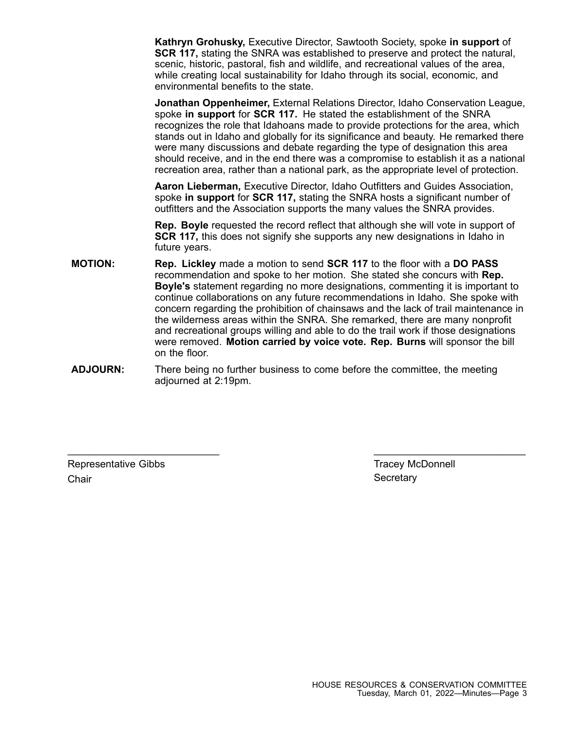**Kathryn Grohusky,** Executive Director, Sawtooth Society, spoke **in support** of **SCR 117,** stating the SNRA was established to preserve and protect the natural, scenic, historic, pastoral, fish and wildlife, and recreational values of the area, while creating local sustainability for Idaho through its social, economic, and environmental benefits to the state.

**Jonathan Oppenheimer,** External Relations Director, Idaho Conservation League, spoke **in support** for **SCR 117.** He stated the establishment of the SNRA recognizes the role that Idahoans made to provide protections for the area, which stands out in Idaho and globally for its significance and beauty. He remarked there were many discussions and debate regarding the type of designation this area should receive, and in the end there was a compromise to establish it as a national recreation area, rather than a national park, as the appropriate level of protection.

**Aaron Lieberman,** Executive Director, Idaho Outfitters and Guides Association, spoke **in support** for **SCR 117,** stating the SNRA hosts a significant number of outfitters and the Association supports the many values the SNRA provides.

**Rep. Boyle** requested the record reflect that although she will vote in support of **SCR 117,** this does not signify she supports any new designations in Idaho in future years.

**MOTION:** **Rep. Lickley** made a motion to send **SCR 117** to the floor with a **DO PASS** recommendation and spoke to her motion. She stated she concurs with **Rep. Boyle's** statement regarding no more designations, commenting it is important to continue collaborations on any future recommendations in Idaho. She spoke with concern regarding the prohibition of chainsaws and the lack of trail maintenance in the wilderness areas within the SNRA. She remarked, there are many nonprofit and recreational groups willing and able to do the trail work if those designations were removed. **Motion carried by voice vote. Rep. Burns** will sponsor the bill on the floor.

**ADJOURN:** There being no further business to come before the committee, the meeting adjourned at 2:19pm.

___________________________
Representative Gibbs
Chair

___________________________
Tracey McDonnell
Secretary